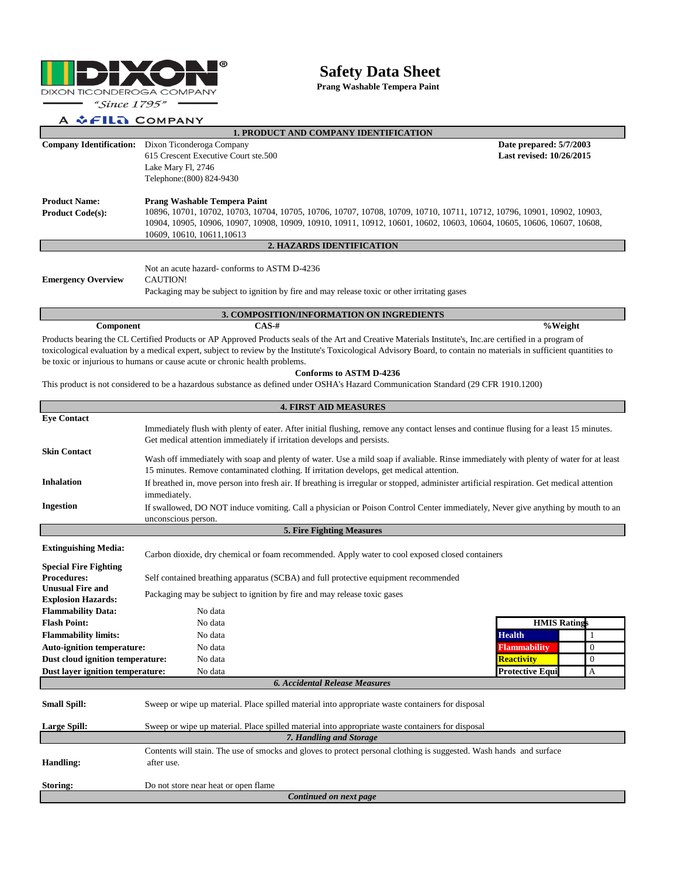DIXON TICONDEROGA COMPANY
"Since 1795"
A FILA COMPANY

# Safety Data Sheet

**Prang Washable Tempera Paint**

## 1. PRODUCT AND COMPANY IDENTIFICATION

**Company Identification:** Dixon Ticonderoga Company
615 Crescent Executive Court ste.500
Lake Mary Fl, 2746
Telephone:(800) 824-9430

**Date prepared: 5/7/2003**
**Last revised: 10/26/2015**

**Product Name:** **Prang Washable Tempera Paint**

**Product Code(s):** 10896, 10701, 10702, 10703, 10704, 10705, 10706, 10707, 10708, 10709, 10710, 10711, 10712, 10796, 10901, 10902, 10903, 10904, 10905, 10906, 10907, 10908, 10909, 10910, 10911, 10912, 10601, 10602, 10603, 10604, 10605, 10606, 10607, 10608, 10609, 10610, 10611,10613

## 2. HAZARDS IDENTIFICATION

**Emergency Overview**

Not an acute hazard- conforms to ASTM D-4236
CAUTION!
Packaging may be subject to ignition by fire and may release toxic or other irritating gases

## 3. COMPOSITION/INFORMATION ON INGREDIENTS

| Component | CAS-# | %Weight |
|---|---|---|

Products bearing the CL Certified Products or AP Approved Products seals of the Art and Creative Materials Institute's, Inc.are certified in a program of toxicological evaluation by a medical expert, subject to review by the Institute's Toxicological Advisory Board, to contain no materials in sufficient quantities to be toxic or injurious to humans or cause acute or chronic health problems.

**Conforms to ASTM D-4236**

This product is not considered to be a hazardous substance as defined under OSHA's Hazard Communication Standard (29 CFR 1910.1200)

## 4. FIRST AID MEASURES

**Eye Contact**
Immediately flush with plenty of eater. After initial flushing, remove any contact lenses and continue flusing for a least 15 minutes. Get medical attention immediately if irritation develops and persists.

**Skin Contact**
Wash off immediately with soap and plenty of water. Use a mild soap if avaliable. Rinse immediately with plenty of water for at least 15 minutes. Remove contaminated clothing. If irritation develops, get medical attention.

**Inhalation**
If breathed in, move person into fresh air. If breathing is irregular or stopped, administer artificial respiration. Get medical attention immediately.

**Ingestion**
If swallowed, DO NOT induce vomiting. Call a physician or Poison Control Center immediately, Never give anything by mouth to an unconscious person.

## 5. Fire Fighting Measures

**Extinguishing Media:** Carbon dioxide, dry chemical or foam recommended. Apply water to cool exposed closed containers

**Special Fire Fighting Procedures:** Self contained breathing apparatus (SCBA) and full protective equipment recommended

**Unusual Fire and Explosion Hazards:** Packaging may be subject to ignition by fire and may release toxic gases

| | |
|---|---|
| **Flammability Data:** | No data |
| **Flash Point:** | No data |
| **Flammability limits:** | No data |
| **Auto-ignition temperature:** | No data |
| **Dust cloud ignition temperature:** | No data |
| **Dust layer ignition temperature:** | No data |

| HMIS Ratings | |
|---|---|
| **Health** | 1 |
| **Flammability** | 0 |
| **Reactivity** | 0 |
| **Protective Equi** | A |

## *6. Accidental Release Measures*

**Small Spill:** Sweep or wipe up material. Place spilled material into appropriate waste containers for disposal

**Large Spill:** Sweep or wipe up material. Place spilled material into appropriate waste containers for disposal

## *7. Handling and Storage*

**Handling:** Contents will stain. The use of smocks and gloves to protect personal clothing is suggested. Wash hands and surface after use.

**Storing:** Do not store near heat or open flame

***Continued on next page***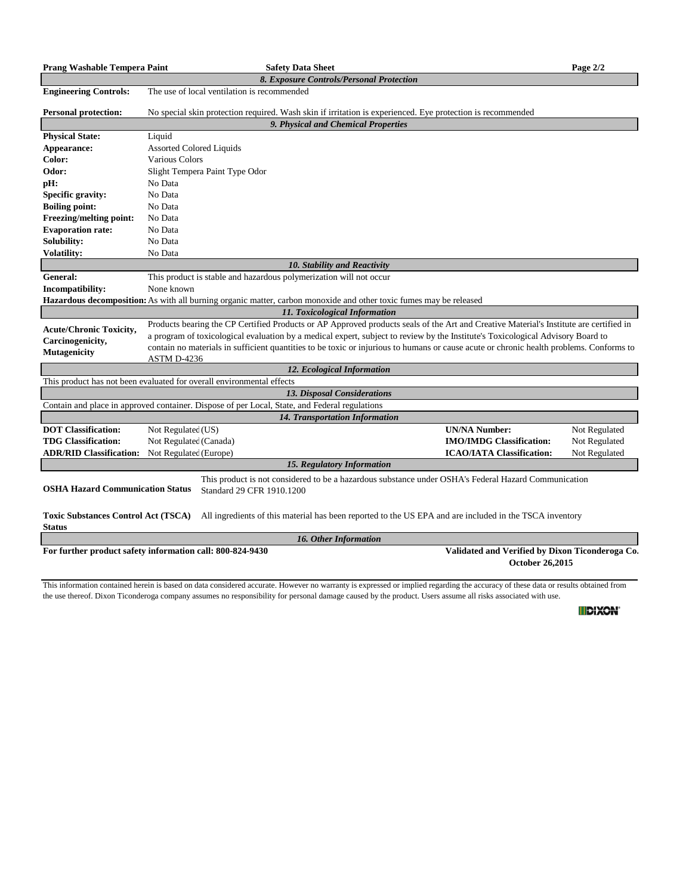## 8. Exposure Controls/Personal Protection

**Engineering Controls:** The use of local ventilation is recommended

**Personal protection:** No special skin protection required. Wash skin if irritation is experienced. Eye protection is recommended

## 9. Physical and Chemical Properties

| | |
|---|---|
| **Physical State:** | Liquid |
| **Appearance:** | Assorted Colored Liquids |
| **Color:** | Various Colors |
| **Odor:** | Slight Tempera Paint Type Odor |
| **pH:** | No Data |
| **Specific gravity:** | No Data |
| **Boiling point:** | No Data |
| **Freezing/melting point:** | No Data |
| **Evaporation rate:** | No Data |
| **Solubility:** | No Data |
| **Volatility:** | No Data |

## 10. Stability and Reactivity

**General:** This product is stable and hazardous polymerization will not occur

**Incompatibility:** None known

**Hazardous decomposition:** As with all burning organic matter, carbon monoxide and other toxic fumes may be released

## 11. Toxicological Information

**Acute/Chronic Toxicity, Carcinogenicity, Mutagenicity:** Products bearing the CP Certified Products or AP Approved products seals of the Art and Creative Material's Institute are certified in a program of toxicological evaluation by a medical expert, subject to review by the Institute's Toxicological Advisory Board to contain no materials in sufficient quantities to be toxic or injurious to humans or cause acute or chronic health problems. Conforms to ASTM D-4236

## 12. Ecological Information

This product has not been evaluated for overall environmental effects

## 13. Disposal Considerations

Contain and place in approved container. Dispose of per Local, State, and Federal regulations

## 14. Transportation Information

| | | | |
|---|---|---|---|
| **DOT Classification:** | Not Regulated (US) | **UN/NA Number:** | Not Regulated |
| **TDG Classification:** | Not Regulated (Canada) | **IMO/IMDG Classification:** | Not Regulated |
| **ADR/RID Classification:** | Not Regulated (Europe) | **ICAO/IATA Classification:** | Not Regulated |

## 15. Regulatory Information

**OSHA Hazard Communication Status:** This product is not considered to be a hazardous substance under OSHA's Federal Hazard Communication Standard 29 CFR 1910.1200

**Toxic Substances Control Act (TSCA) Status:** All ingredients of this material has been reported to the US EPA and are included in the TSCA inventory

## 16. Other Information

**For further product safety information call: 800-824-9430**

**Validated and Verified by Dixon Ticonderoga Co.**
**October 26,2015**

This information contained herein is based on data considered accurate. However no warranty is expressed or implied regarding the accuracy of these data or results obtained from the use thereof. Dixon Ticonderoga company assumes no responsibility for personal damage caused by the product. Users assume all risks associated with use.

DIXON